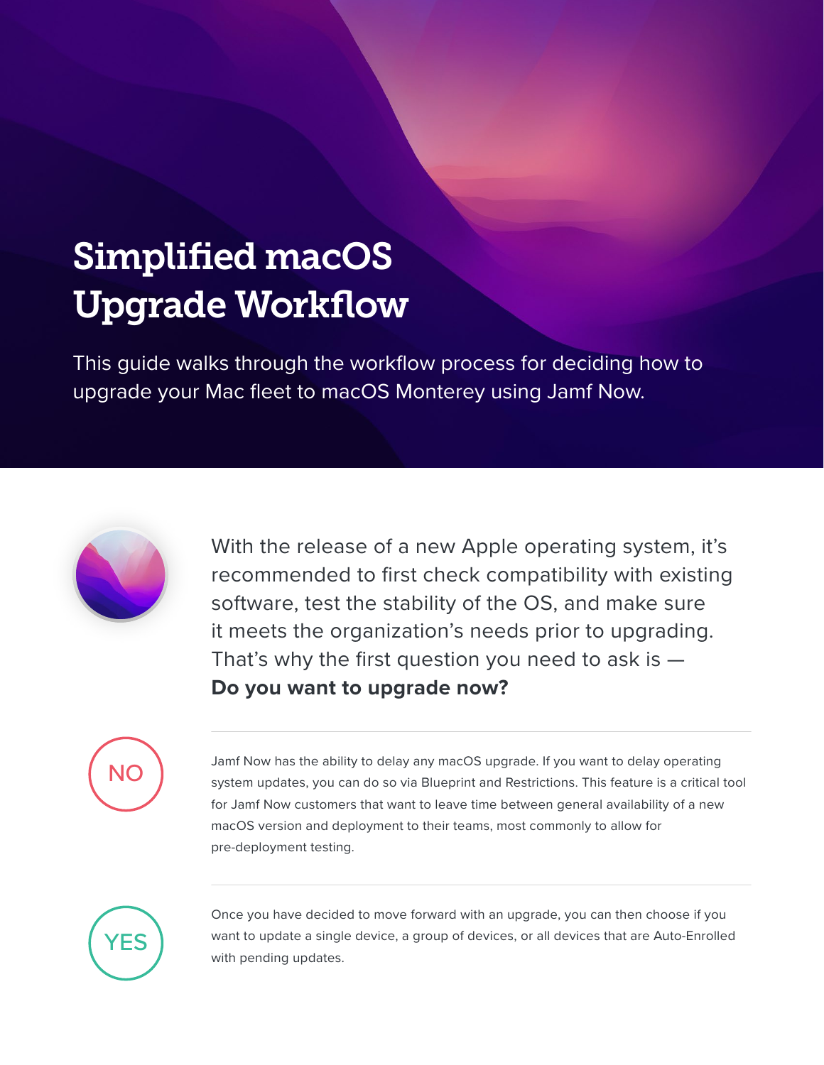# Simplified macOS Upgrade Workflow

This guide walks through the workflow process for deciding how to upgrade your Mac fleet to macOS Monterey using Jamf Now.

With the release of a new Apple operating system, it's recommended to first check compatibility with existing software, test the stability of the OS, and make sure it meets the organization's needs prior to upgrading. That's why the first question you need to ask is — **Do you want to upgrade now?**

---

**NO**

Jamf Now has the ability to delay any macOS upgrade. If you want to delay operating system updates, you can do so via Blueprint and Restrictions. This feature is a critical tool for Jamf Now customers that want to leave time between general availability of a new macOS version and deployment to their teams, most commonly to allow for pre-deployment testing.

---

**YES**

Once you have decided to move forward with an upgrade, you can then choose if you want to update a single device, a group of devices, or all devices that are Auto-Enrolled with pending updates.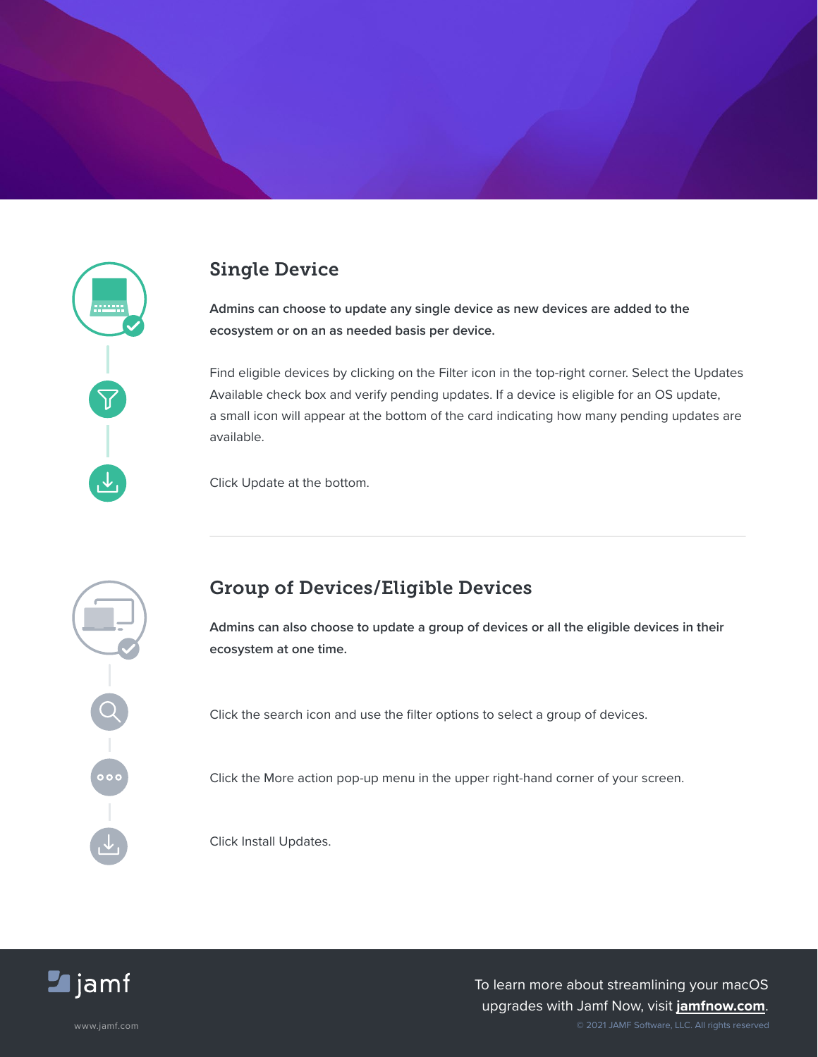## Single Device

**Admins can choose to update any single device as new devices are added to the ecosystem or on an as needed basis per device.**

Find eligible devices by clicking on the Filter icon in the top-right corner. Select the Updates Available check box and verify pending updates. If a device is eligible for an OS update, a small icon will appear at the bottom of the card indicating how many pending updates are available.

Click Update at the bottom.

---

## Group of Devices/Eligible Devices

**Admins can also choose to update a group of devices or all the eligible devices in their ecosystem at one time.**

Click the search icon and use the filter options to select a group of devices.

Click the More action pop-up menu in the upper right-hand corner of your screen.

Click Install Updates.

jamf

www.jamf.com

To learn more about streamlining your macOS upgrades with Jamf Now, visit **jamfnow.com**.

© 2021 JAMF Software, LLC. All rights reserved